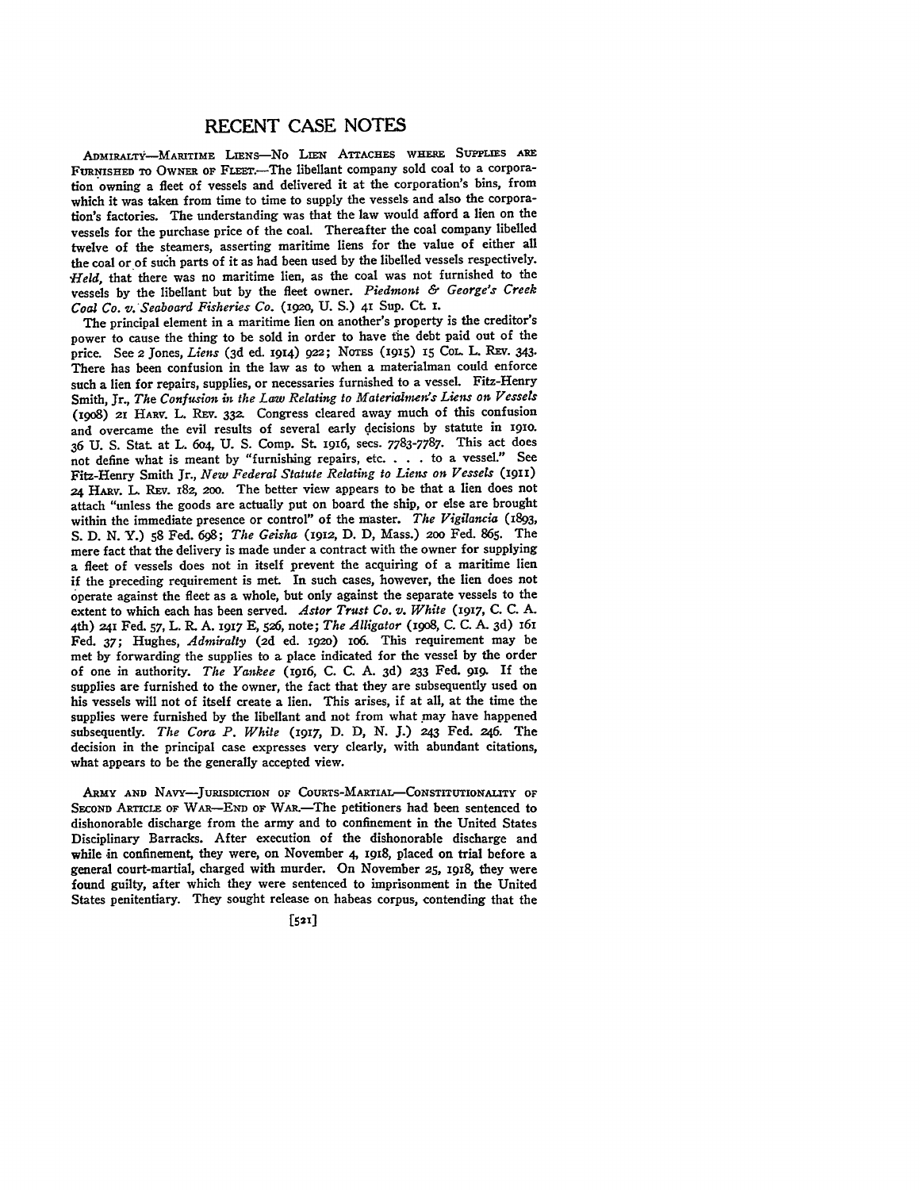# RECENT CASE NOTES

ADMIRALTY—MARITIME LIENS—NO LIEN ATTACHES WHERE SUPPLIES ARE FURNISHED TO OWNER OF FLEET.—The libellant company sold coal to a corporation owning a fleet of vessels and delivered it at the corporation's bins, from which it was taken from time to time to supply the vessels and also the corporation's factories. The understanding was that the law would afford a lien on the vessels for the purchase price of the coal. Thereafter the coal company libelled twelve of the steamers, asserting maritime liens for the value of either all the coal or of such parts of it as had been used by the libelled vessels respectively. *Held*, that there was no maritime lien, as the coal was not furnished to the vessels by the libellant but by the fleet owner. *Piedmont & George's Creek Coal Co. v. Seaboard Fisheries Co.* (1920, U. S.) 41 Sup. Ct. 1.

The principal element in a maritime lien on another's property is the creditor's power to cause the thing to be sold in order to have the debt paid out of the price. See 2 Jones, *Liens* (3d ed. 1914) 922; NOTES (1915) 15 COL. L. REV. 343. There has been confusion in the law as to when a materialman could enforce such a lien for repairs, supplies, or necessaries furnished to a vessel. Fitz-Henry Smith, Jr., *The Confusion in the Law Relating to Materialmen's Liens on Vessels* (1908) 21 HARV. L. REV. 332. Congress cleared away much of this confusion and overcame the evil results of several early decisions by statute in 1910. 36 U. S. Stat. at L. 604, U. S. Comp. St. 1916, secs. 7783-7787. This act does not define what is meant by "furnishing repairs, etc. . . . to a vessel." See Fitz-Henry Smith Jr., *New Federal Statute Relating to Liens on Vessels* (1911) 24 HARV. L. REV. 182, 200. The better view appears to be that a lien does not attach "unless the goods are actually put on board the ship, or else are brought within the immediate presence or control" of the master. *The Vigilancia* (1893, S. D. N. Y.) 58 Fed. 698; *The Geisha* (1912, D. D, Mass.) 200 Fed. 865. The mere fact that the delivery is made under a contract with the owner for supplying a fleet of vessels does not in itself prevent the acquiring of a maritime lien if the preceding requirement is met. In such cases, however, the lien does not operate against the fleet as a whole, but only against the separate vessels to the extent to which each has been served. *Astor Trust Co. v. White* (1917, C. C. A. 4th) 241 Fed. 57, L. R. A. 1917 E, 526, note; *The Alligator* (1908, C. C. A. 3d) 161 Fed. 37; Hughes, *Admiralty* (2d ed. 1920) 106. This requirement may be met by forwarding the supplies to a place indicated for the vessel by the order of one in authority. *The Yankee* (1916, C. C. A. 3d) 233 Fed. 919. If the supplies are furnished to the owner, the fact that they are subsequently used on his vessels will not of itself create a lien. This arises, if at all, at the time the supplies were furnished by the libellant and not from what may have happened subsequently. *The Cora P. White* (1917, D. D, N. J.) 243 Fed. 246. The decision in the principal case expresses very clearly, with abundant citations, what appears to be the generally accepted view.

ARMY AND NAVY—JURISDICTION OF COURTS-MARTIAL—CONSTITUTIONALITY OF SECOND ARTICLE OF WAR—END OF WAR.—The petitioners had been sentenced to dishonorable discharge from the army and to confinement in the United States Disciplinary Barracks. After execution of the dishonorable discharge and while in confinement, they were, on November 4, 1918, placed on trial before a general court-martial, charged with murder. On November 25, 1918, they were found guilty, after which they were sentenced to imprisonment in the United States penitentiary. They sought release on habeas corpus, contending that the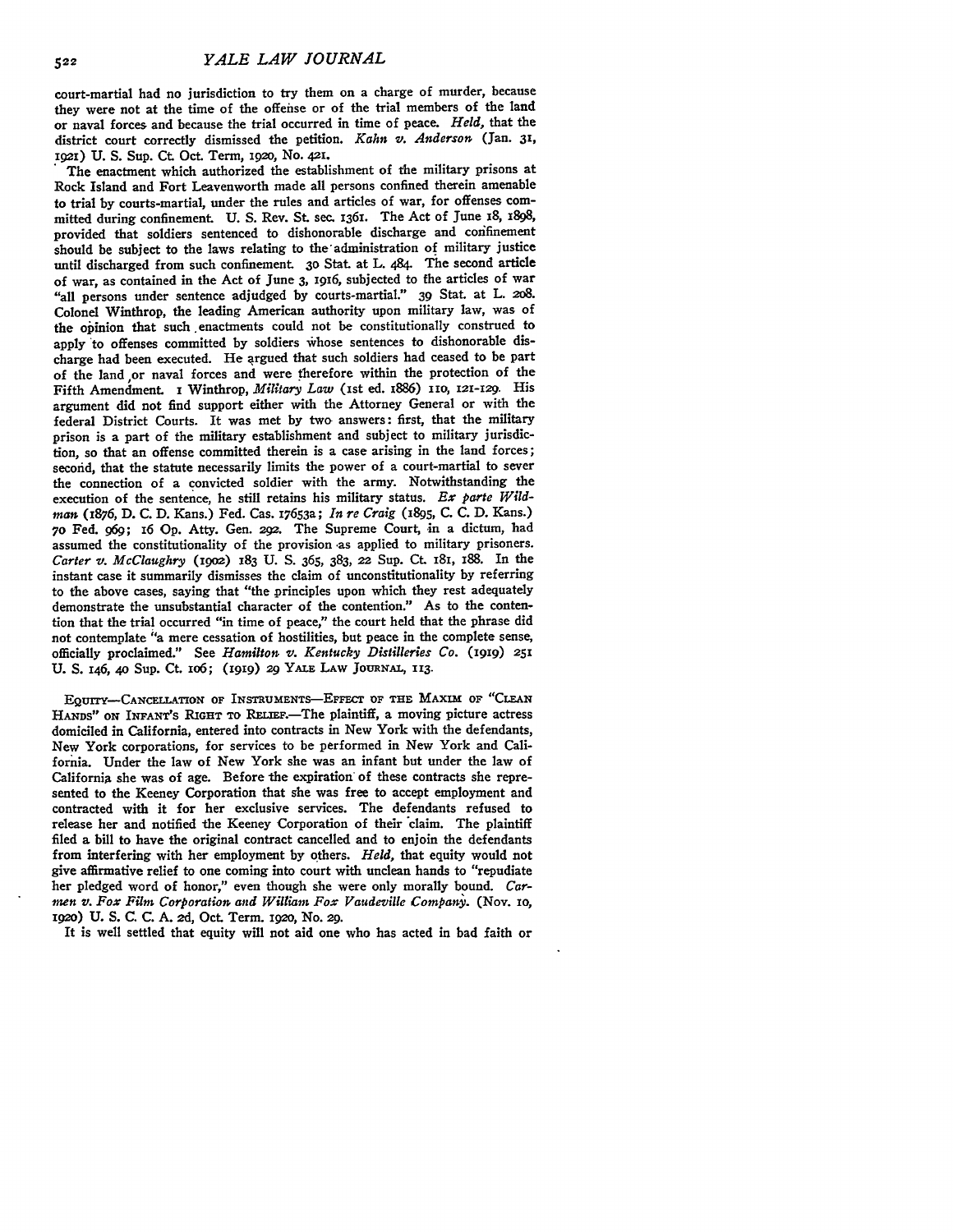court-martial had no jurisdiction to try them on a charge of murder, because they were not at the time of the offense or of the trial members of the land or naval forces and because the trial occurred in time of peace. *Held*, that the district court correctly dismissed the petition. *Kahn v. Anderson* (Jan. 31, 1921) U. S. Sup. Ct. Oct. Term, 1920, No. 421.

The enactment which authorized the establishment of the military prisons at Rock Island and Fort Leavenworth made all persons confined therein amenable to trial by courts-martial, under the rules and articles of war, for offenses committed during confinement. U. S. Rev. St. sec. 1361. The Act of June 18, 1898, provided that soldiers sentenced to dishonorable discharge and confinement should be subject to the laws relating to the administration of military justice until discharged from such confinement. 30 Stat. at L. 484. The second article of war, as contained in the Act of June 3, 1916, subjected to the articles of war "all persons under sentence adjudged by courts-martial." 39 Stat. at L. 208. Colonel Winthrop, the leading American authority upon military law, was of the opinion that such enactments could not be constitutionally construed to apply to offenses committed by soldiers whose sentences to dishonorable discharge had been executed. He argued that such soldiers had ceased to be part of the land or naval forces and were therefore within the protection of the Fifth Amendment. 1 Winthrop, *Military Law* (1st ed. 1886) 110, 121-129. His argument did not find support either with the Attorney General or with the federal District Courts. It was met by two answers: first, that the military prison is a part of the military establishment and subject to military jurisdiction, so that an offense committed therein is a case arising in the land forces; second, that the statute necessarily limits the power of a court-martial to sever the connection of a convicted soldier with the army. Notwithstanding the execution of the sentence, he still retains his military status. *Ex parte Wildman* (1876, D. C. D. Kans.) Fed. Cas. 17653a; *In re Craig* (1895, C. C. D. Kans.) 70 Fed. 969; 16 Op. Atty. Gen. 292. The Supreme Court, in a dictum, had assumed the constitutionality of the provision as applied to military prisoners. *Carter v. McClaughry* (1902) 183 U. S. 365, 383, 22 Sup. Ct. 181, 188. In the instant case it summarily dismisses the claim of unconstitutionality by referring to the above cases, saying that "the principles upon which they rest adequately demonstrate the unsubstantial character of the contention." As to the contention that the trial occurred "in time of peace," the court held that the phrase did not contemplate "a mere cessation of hostilities, but peace in the complete sense, officially proclaimed." See *Hamilton v. Kentucky Distilleries Co.* (1919) 251 U. S. 146, 40 Sup. Ct. 106; (1919) 29 YALE LAW JOURNAL, 113.

EQUITY—CANCELLATION OF INSTRUMENTS—EFFECT OF THE MAXIM OF "CLEAN HANDS" ON INFANT'S RIGHT TO RELIEF.—The plaintiff, a moving picture actress domiciled in California, entered into contracts in New York with the defendants, New York corporations, for services to be performed in New York and California. Under the law of New York she was an infant but under the law of California she was of age. Before the expiration of these contracts she represented to the Keeney Corporation that she was free to accept employment and contracted with it for her exclusive services. The defendants refused to release her and notified the Keeney Corporation of their claim. The plaintiff filed a bill to have the original contract cancelled and to enjoin the defendants from interfering with her employment by others. *Held*, that equity would not give affirmative relief to one coming into court with unclean hands to "repudiate her pledged word of honor," even though she were only morally bound. *Carmen v. Fox Film Corporation and William Fox Vaudeville Company.* (Nov. 10, 1920) U. S. C. C. A. 2d, Oct. Term. 1920, No. 29.

It is well settled that equity will not aid one who has acted in bad faith or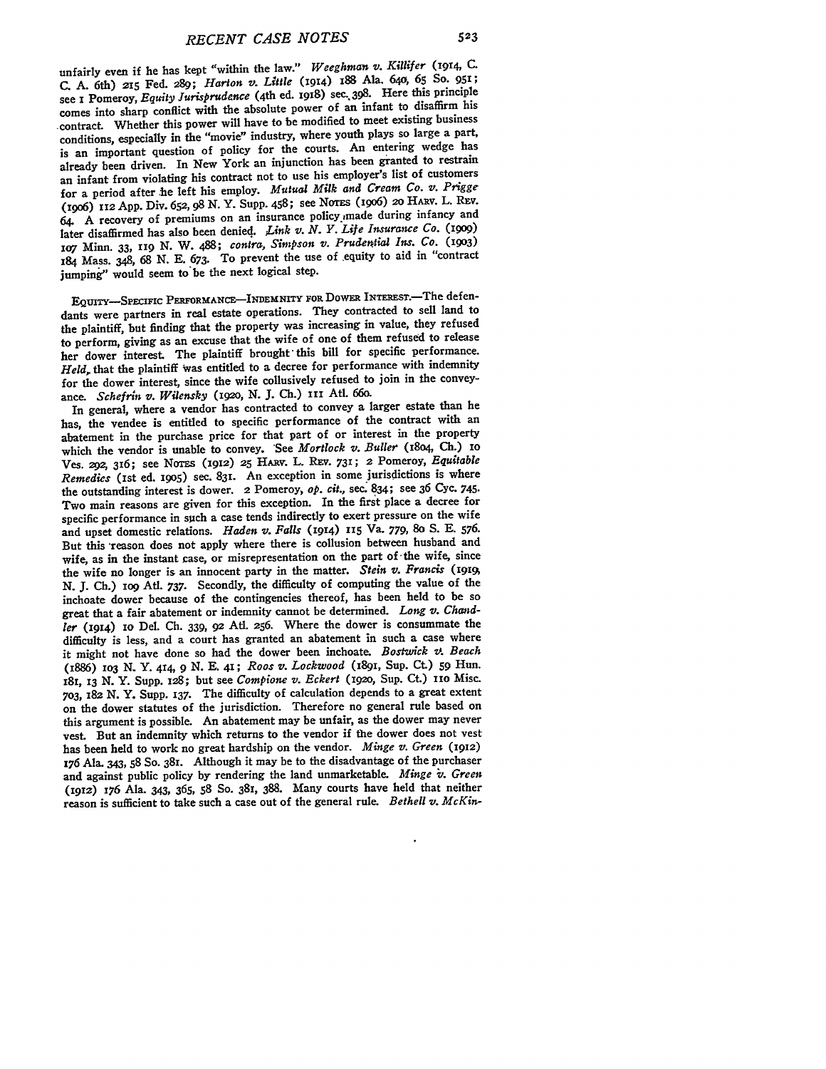unfairly even if he has kept "within the law." *Weeghman v. Killifer* (1914, C. C. A. 6th) 215 Fed. 289; *Harton v. Little* (1914) 188 Ala. 640, 65 So. 951; see 1 Pomeroy, *Equity Jurisprudence* (4th ed. 1918) sec. 398. Here this principle comes into sharp conflict with the absolute power of an infant to disaffirm his contract. Whether this power will have to be modified to meet existing business conditions, especially in the "movie" industry, where youth plays so large a part, is an important question of policy for the courts. An entering wedge has already been driven. In New York an injunction has been granted to restrain an infant from violating his contract not to use his employer's list of customers for a period after he left his employ. *Mutual Milk and Cream Co. v. Prigge* (1906) 112 App. Div. 652, 98 N. Y. Supp. 458; see NOTES (1906) 20 HARV. L. REV. 64. A recovery of premiums on an insurance policy made during infancy and later disaffirmed has also been denied. *Link v. N. Y. Life Insurance Co.* (1909) 107 Minn. 33, 119 N. W. 488; *contra, Simpson v. Prudential Ins. Co.* (1903) 184 Mass. 348, 68 N. E. 673. To prevent the use of equity to aid in "contract jumping" would seem to be the next logical step.

EQUITY—SPECIFIC PERFORMANCE—INDEMNITY FOR DOWER INTEREST.—The defendants were partners in real estate operations. They contracted to sell land to the plaintiff, but finding that the property was increasing in value, they refused to perform, giving as an excuse that the wife of one of them refused to release her dower interest. The plaintiff brought this bill for specific performance. *Held*, that the plaintiff was entitled to a decree for performance with indemnity for the dower interest, since the wife collusively refused to join in the conveyance. *Schefrin v. Wilensky* (1920, N. J. Ch.) 111 Atl. 660.

In general, where a vendor has contracted to convey a larger estate than he has, the vendee is entitled to specific performance of the contract with an abatement in the purchase price for that part of or interest in the property which the vendor is unable to convey. See *Mortlock v. Buller* (1804, Ch.) 10 Ves. 292, 316; see NOTES (1912) 25 HARV. L. REV. 731; 2 Pomeroy, *Equitable Remedies* (1st ed. 1905) sec. 831. An exception in some jurisdictions is where the outstanding interest is dower. 2 Pomeroy, *op. cit.*, sec. 834; see 36 Cyc. 745. Two main reasons are given for this exception. In the first place a decree for specific performance in such a case tends indirectly to exert pressure on the wife and upset domestic relations. *Haden v. Falls* (1914) 115 Va. 779, 80 S. E. 576. But this reason does not apply where there is collusion between husband and wife, as in the instant case, or misrepresentation on the part of the wife, since the wife no longer is an innocent party in the matter. *Stein v. Francis* (1919, N. J. Ch.) 109 Atl. 737. Secondly, the difficulty of computing the value of the inchoate dower because of the contingencies thereof, has been held to be so great that a fair abatement or indemnity cannot be determined. *Long v. Chandler* (1914) 10 Del. Ch. 339, 92 Atl. 256. Where the dower is consummate the difficulty is less, and a court has granted an abatement in such a case where it might not have done so had the dower been inchoate. *Bostwick v. Beach* (1886) 103 N. Y. 414, 9 N. E. 41; *Roos v. Lockwood* (1891, Sup. Ct.) 59 Hun. 181, 13 N. Y. Supp. 128; but see *Compione v. Eckert* (1920, Sup. Ct.) 110 Misc. 703, 182 N. Y. Supp. 137. The difficulty of calculation depends to a great extent on the dower statutes of the jurisdiction. Therefore no general rule based on this argument is possible. An abatement may be unfair, as the dower may never vest. But an indemnity which returns to the vendor if the dower does not vest has been held to work no great hardship on the vendor. *Minge v. Green* (1912) 176 Ala. 343, 58 So. 381. Although it may be to the disadvantage of the purchaser and against public policy by rendering the land unmarketable. *Minge v. Green* (1912) 176 Ala. 343, 365, 58 So. 381, 388. Many courts have held that neither reason is sufficient to take such a case out of the general rule. *Bethell v. McKin-*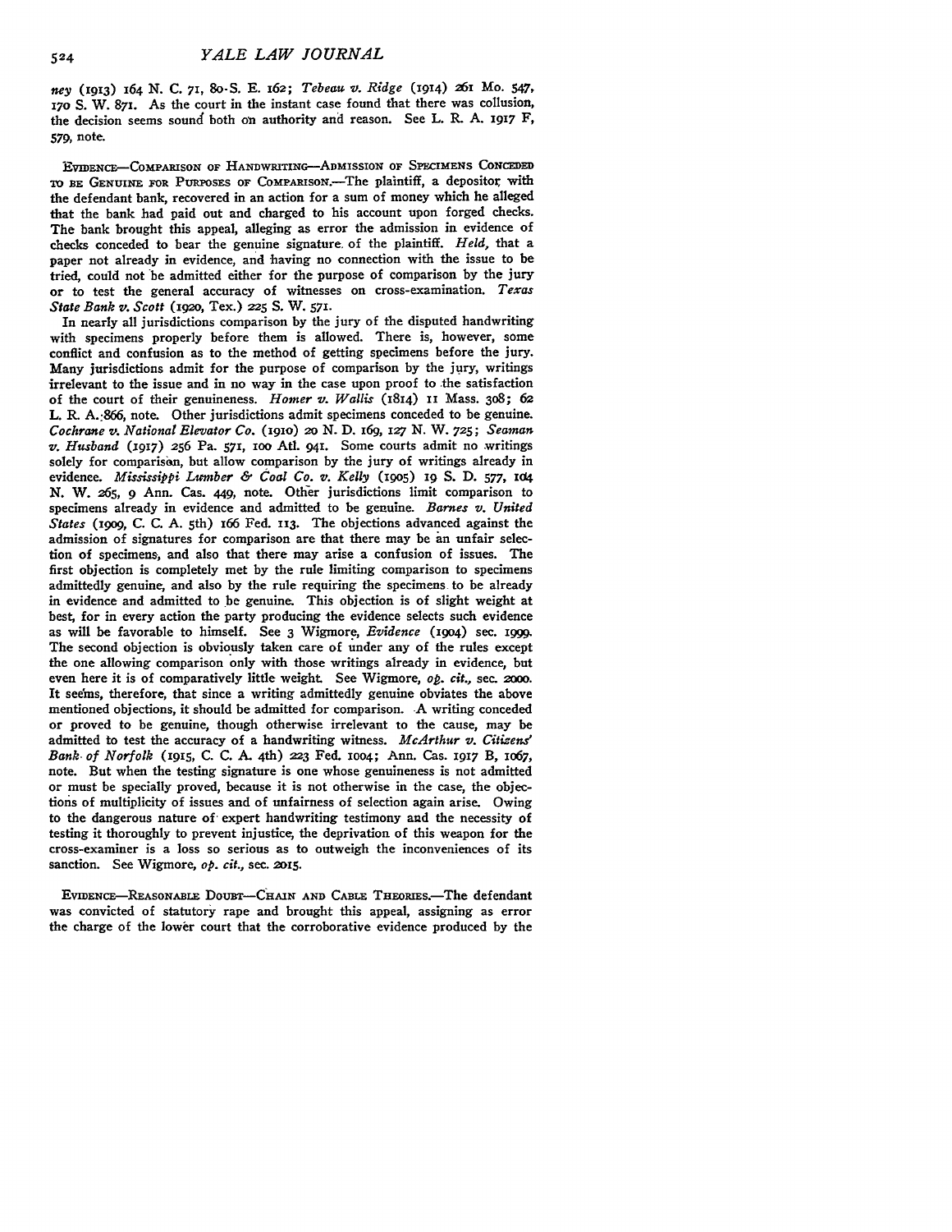*ney* (1913) 164 N. C. 71, 80 S. E. 162; *Tebeau v. Ridge* (1914) 261 Mo. 547, 170 S. W. 871. As the court in the instant case found that there was collusion, the decision seems sound both on authority and reason. See L. R. A. 1917 F, 579, note.

EVIDENCE—COMPARISON OF HANDWRITING—ADMISSION OF SPECIMENS CONCEDED TO BE GENUINE FOR PURPOSES OF COMPARISON.—The plaintiff, a depositor with the defendant bank, recovered in an action for a sum of money which he alleged that the bank had paid out and charged to his account upon forged checks. The bank brought this appeal, alleging as error the admission in evidence of checks conceded to bear the genuine signature of the plaintiff. *Held,* that a paper not already in evidence, and having no connection with the issue to be tried, could not be admitted either for the purpose of comparison by the jury or to test the general accuracy of witnesses on cross-examination. *Texas State Bank v. Scott* (1920, Tex.) 225 S. W. 571.

In nearly all jurisdictions comparison by the jury of the disputed handwriting with specimens properly before them is allowed. There is, however, some conflict and confusion as to the method of getting specimens before the jury. Many jurisdictions admit for the purpose of comparison by the jury, writings irrelevant to the issue and in no way in the case upon proof to the satisfaction of the court of their genuineness. *Homer v. Wallis* (1814) 11 Mass. 308; 62 L. R. A. 866, note. Other jurisdictions admit specimens conceded to be genuine. *Cochrane v. National Elevator Co.* (1910) 20 N. D. 169, 127 N. W. 725; *Seaman v. Husband* (1917) 256 Pa. 571, 100 Atl. 941. Some courts admit no writings solely for comparison, but allow comparison by the jury of writings already in evidence. *Mississippi Lumber & Coal Co. v. Kelly* (1905) 19 S. D. 577, 104 N. W. 265, 9 Ann. Cas. 449, note. Other jurisdictions limit comparison to specimens already in evidence and admitted to be genuine. *Barnes v. United States* (1909, C. C. A. 5th) 166 Fed. 113. The objections advanced against the admission of signatures for comparison are that there may be an unfair selection of specimens, and also that there may arise a confusion of issues. The first objection is completely met by the rule limiting comparison to specimens admittedly genuine, and also by the rule requiring the specimens to be already in evidence and admitted to be genuine. This objection is of slight weight at best, for in every action the party producing the evidence selects such evidence as will be favorable to himself. See 3 Wigmore, *Evidence* (1904) sec. 1999. The second objection is obviously taken care of under any of the rules except the one allowing comparison only with those writings already in evidence, but even here it is of comparatively little weight. See Wigmore, *op. cit.,* sec. 2000. It seems, therefore, that since a writing admittedly genuine obviates the above mentioned objections, it should be admitted for comparison. A writing conceded or proved to be genuine, though otherwise irrelevant to the cause, may be admitted to test the accuracy of a handwriting witness. *McArthur v. Citizens' Bank of Norfolk* (1915, C. C. A. 4th) 223 Fed. 1004; Ann. Cas. 1917 B, 1067, note. But when the testing signature is one whose genuineness is not admitted or must be specially proved, because it is not otherwise in the case, the objections of multiplicity of issues and of unfairness of selection again arise. Owing to the dangerous nature of expert handwriting testimony and the necessity of testing it thoroughly to prevent injustice, the deprivation of this weapon for the cross-examiner is a loss so serious as to outweigh the inconveniences of its sanction. See Wigmore, *op. cit.,* sec. 2015.

EVIDENCE—REASONABLE DOUBT—CHAIN AND CABLE THEORIES.—The defendant was convicted of statutory rape and brought this appeal, assigning as error the charge of the lower court that the corroborative evidence produced by the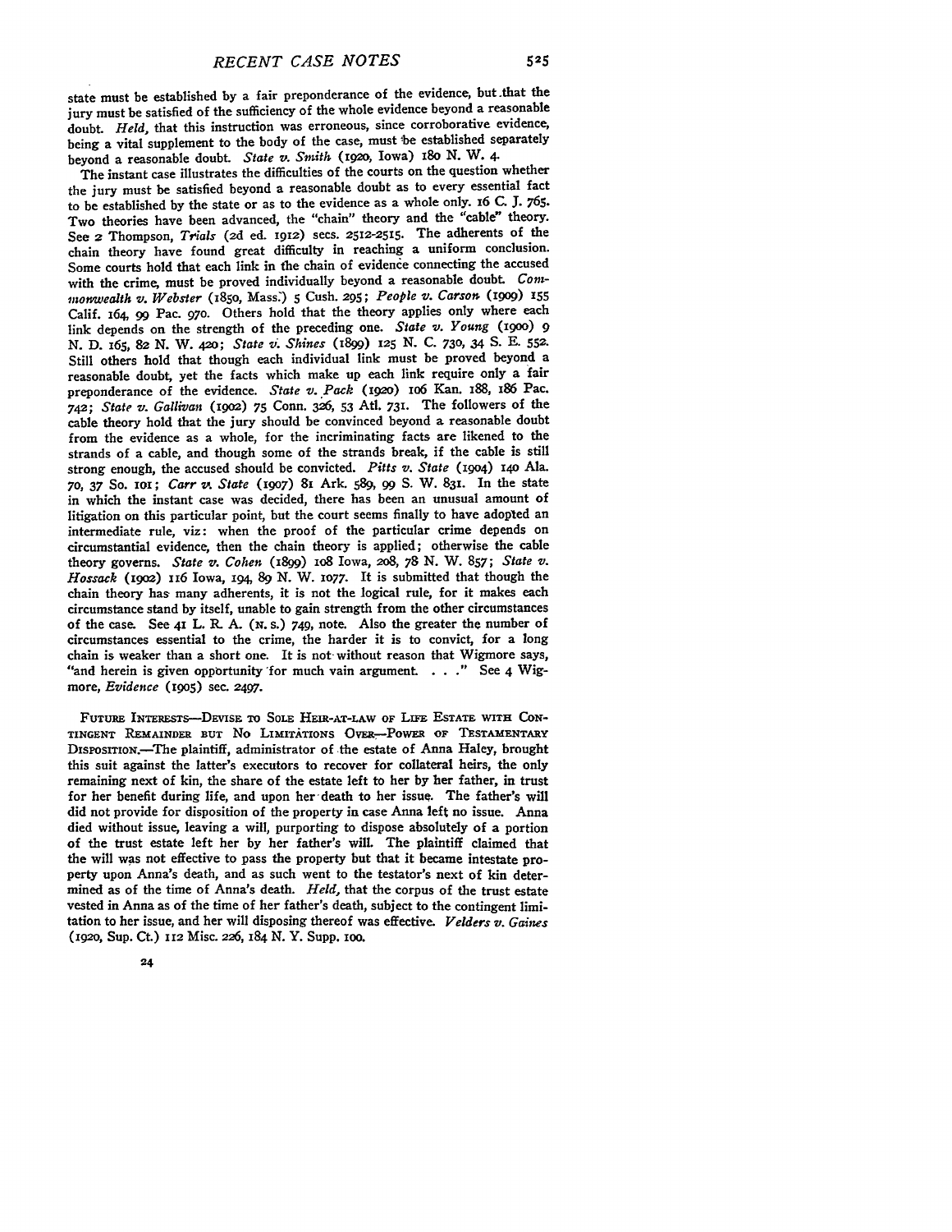state must be established by a fair preponderance of the evidence, but that the jury must be satisfied of the sufficiency of the whole evidence beyond a reasonable doubt. *Held*, that this instruction was erroneous, since corroborative evidence, being a vital supplement to the body of the case, must be established separately beyond a reasonable doubt. *State v. Smith* (1920, Iowa) 180 N. W. 4.

The instant case illustrates the difficulties of the courts on the question whether the jury must be satisfied beyond a reasonable doubt as to every essential fact to be established by the state or as to the evidence as a whole only. 16 C. J. 765. Two theories have been advanced, the "chain" theory and the "cable" theory. See 2 Thompson, *Trials* (2d ed. 1912) secs. 2512-2515. The adherents of the chain theory have found great difficulty in reaching a uniform conclusion. Some courts hold that each link in the chain of evidence connecting the accused with the crime, must be proved individually beyond a reasonable doubt. *Commonwealth v. Webster* (1850, Mass.) 5 Cush. 295; *People v. Carson* (1909) 155 Calif. 164, 99 Pac. 970. Others hold that the theory applies only where each link depends on the strength of the preceding one. *State v. Young* (1900) 9 N. D. 165, 82 N. W. 420; *State v. Shines* (1899) 125 N. C. 730, 34 S. E. 552. Still others hold that though each individual link must be proved beyond a reasonable doubt, yet the facts which make up each link require only a fair preponderance of the evidence. *State v. Pack* (1920) 106 Kan. 188, 186 Pac. 742; *State v. Gallivan* (1902) 75 Conn. 326, 53 Atl. 731. The followers of the cable theory hold that the jury should be convinced beyond a reasonable doubt from the evidence as a whole, for the incriminating facts are likened to the strands of a cable, and though some of the strands break, if the cable is still strong enough, the accused should be convicted. *Pitts v. State* (1904) 140 Ala. 70, 37 So. 101; *Carr v. State* (1907) 81 Ark. 589, 99 S. W. 831. In the state in which the instant case was decided, there has been an unusual amount of litigation on this particular point, but the court seems finally to have adopted an intermediate rule, viz: when the proof of the particular crime depends on circumstantial evidence, then the chain theory is applied; otherwise the cable theory governs. *State v. Cohen* (1899) 108 Iowa, 208, 78 N. W. 857; *State v. Hossack* (1902) 116 Iowa, 194, 89 N. W. 1077. It is submitted that though the chain theory has many adherents, it is not the logical rule, for it makes each circumstance stand by itself, unable to gain strength from the other circumstances of the case. See 41 L. R. A. (N. S.) 749, note. Also the greater the number of circumstances essential to the crime, the harder it is to convict, for a long chain is weaker than a short one. It is not without reason that Wigmore says, "and herein is given opportunity for much vain argument. . . ." See 4 Wigmore, *Evidence* (1905) sec. 2497.

FUTURE INTERESTS—DEVISE TO SOLE HEIR-AT-LAW OF LIFE ESTATE WITH CONTINGENT REMAINDER BUT NO LIMITATIONS OVER—POWER OF TESTAMENTARY DISPOSITION.—The plaintiff, administrator of the estate of Anna Haley, brought this suit against the latter's executors to recover for collateral heirs, the only remaining next of kin, the share of the estate left to her by her father, in trust for her benefit during life, and upon her death to her issue. The father's will did not provide for disposition of the property in case Anna left no issue. Anna died without issue, leaving a will, purporting to dispose absolutely of a portion of the trust estate left her by her father's will. The plaintiff claimed that the will was not effective to pass the property but that it became intestate property upon Anna's death, and as such went to the testator's next of kin determined as of the time of Anna's death. *Held*, that the corpus of the trust estate vested in Anna as of the time of her father's death, subject to the contingent limitation to her issue, and her will disposing thereof was effective. *Velders v. Gaines* (1920, Sup. Ct.) 112 Misc. 226, 184 N. Y. Supp. 100.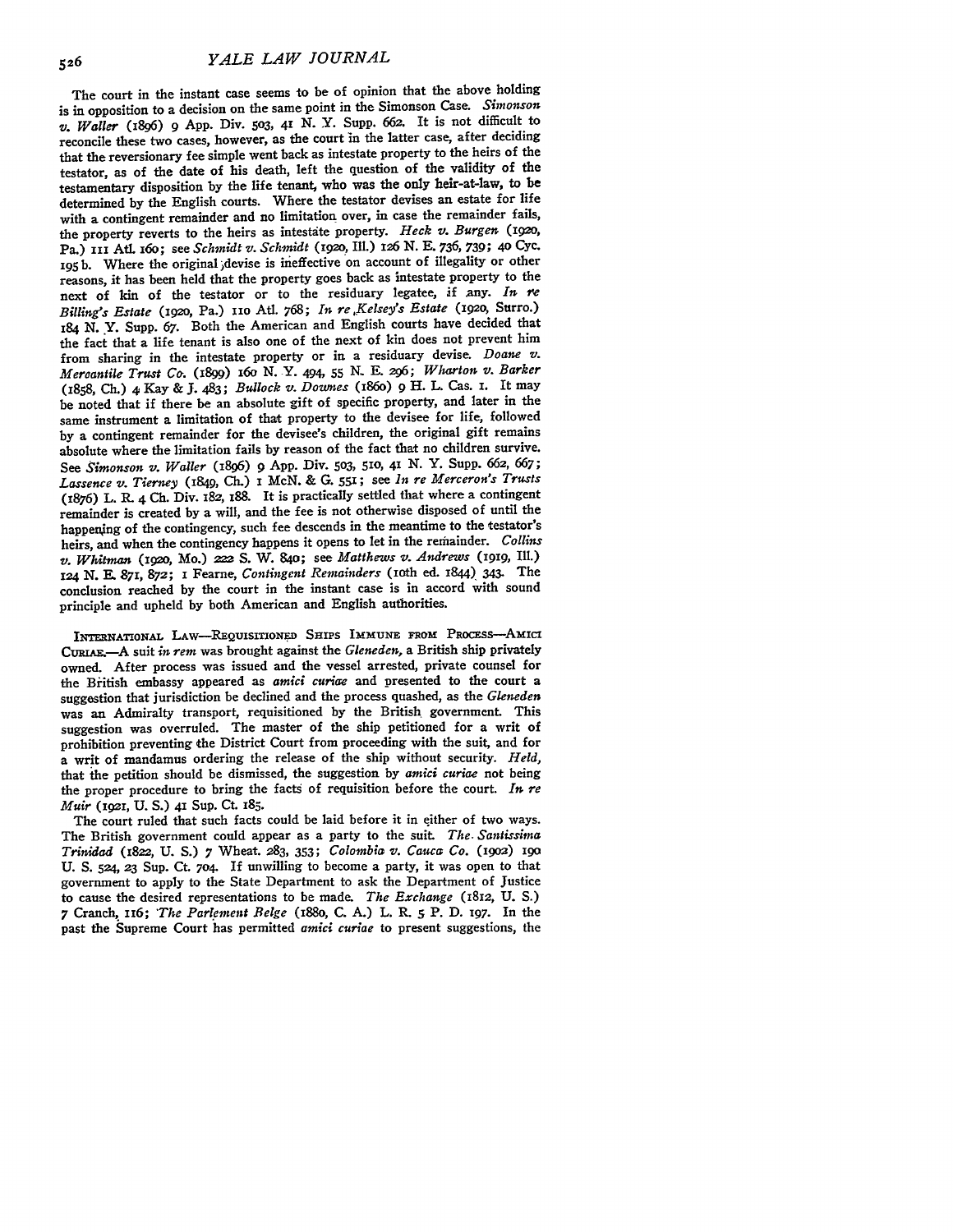The court in the instant case seems to be of opinion that the above holding is in opposition to a decision on the same point in the Simonson Case. *Simonson v. Waller* (1896) 9 App. Div. 503, 41 N. Y. Supp. 662. It is not difficult to reconcile these two cases, however, as the court in the latter case, after deciding that the reversionary fee simple went back as intestate property to the heirs of the testator, as of the date of his death, left the question of the validity of the testamentary disposition by the life tenant, who was the only heir-at-law, to be determined by the English courts. Where the testator devises an estate for life with a contingent remainder and no limitation over, in case the remainder fails, the property reverts to the heirs as intestate property. *Heck v. Burgen* (1920, Pa.) 111 Atl. 160; see *Schmidt v. Schmidt* (1920, Ill.) 126 N. E. 736, 739; 40 Cyc. 195 b. Where the original devise is ineffective on account of illegality or other reasons, it has been held that the property goes back as intestate property to the next of kin of the testator or to the residuary legatee, if any. *In re Billing's Estate* (1920, Pa.) 110 Atl. 768; *In re Kelsey's Estate* (1920, Surro.) 184 N. Y. Supp. 67. Both the American and English courts have decided that the fact that a life tenant is also one of the next of kin does not prevent him from sharing in the intestate property or in a residuary devise. *Doane v. Mercantile Trust Co.* (1899) 160 N. Y. 494, 55 N. E. 296; *Wharton v. Barker* (1858, Ch.) 4 Kay & J. 483; *Bullock v. Downes* (1860) 9 H. L. Cas. 1. It may be noted that if there be an absolute gift of specific property, and later in the same instrument a limitation of that property to the devisee for life, followed by a contingent remainder for the devisee's children, the original gift remains absolute where the limitation fails by reason of the fact that no children survive. See *Simonson v. Waller* (1896) 9 App. Div. 503, 510, 41 N. Y. Supp. 662, 667; *Lassence v. Tierney* (1849, Ch.) 1 McN. & G. 551; see *In re Merceron's Trusts* (1876) L. R. 4 Ch. Div. 182, 188. It is practically settled that where a contingent remainder is created by a will, and the fee is not otherwise disposed of until the happening of the contingency, such fee descends in the meantime to the testator's heirs, and when the contingency happens it opens to let in the remainder. *Collins v. Whitman* (1920, Mo.) 222 S. W. 840; see *Matthews v. Andrews* (1919, Ill.) 124 N. E. 871, 872; 1 Fearne, *Contingent Remainders* (10th ed. 1844) 343. The conclusion reached by the court in the instant case is in accord with sound principle and upheld by both American and English authorities.

INTERNATIONAL LAW—REQUISITIONED SHIPS IMMUNE FROM PROCESS—AMICI CURIAE.—A suit *in rem* was brought against the *Gleneden*, a British ship privately owned. After process was issued and the vessel arrested, private counsel for the British embassy appeared as *amici curiae* and presented to the court a suggestion that jurisdiction be declined and the process quashed, as the *Gleneden* was an Admiralty transport, requisitioned by the British government. This suggestion was overruled. The master of the ship petitioned for a writ of prohibition preventing the District Court from proceeding with the suit, and for a writ of mandamus ordering the release of the ship without security. *Held*, that the petition should be dismissed, the suggestion by *amici curiae* not being the proper procedure to bring the facts of requisition before the court. *In re Muir* (1921, U. S.) 41 Sup. Ct. 185.

The court ruled that such facts could be laid before it in either of two ways. The British government could appear as a party to the suit. *The Santissima Trinidad* (1822, U. S.) 7 Wheat. 283, 353; *Colombia v. Cauca Co.* (1902) 190 U. S. 524, 23 Sup. Ct. 704. If unwilling to become a party, it was open to that government to apply to the State Department to ask the Department of Justice to cause the desired representations to be made. *The Exchange* (1812, U. S.) 7 Cranch, 116; *The Parlement Belge* (1880, C. A.) L. R. 5 P. D. 197. In the past the Supreme Court has permitted *amici curiae* to present suggestions, the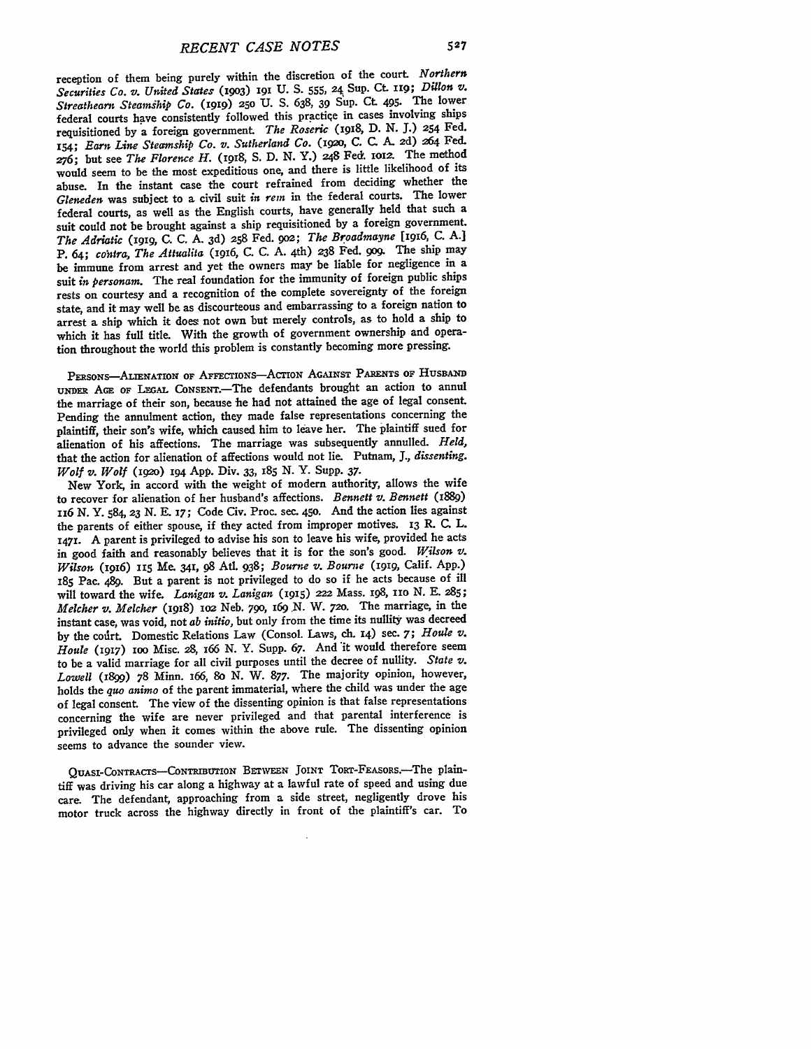reception of them being purely within the discretion of the court. *Northern Securities Co. v. United States* (1903) 191 U. S. 555, 24 Sup. Ct. 119; *Dillon v. Streathearn Steamship Co.* (1919) 250 U. S. 638, 39 Sup. Ct. 495. The lower federal courts have consistently followed this practice in cases involving ships requisitioned by a foreign government. *The Roseric* (1918, D. N. J.) 254 Fed. 154; *Earn Line Steamship Co. v. Sutherland Co.* (1920, C. C. A. 2d) 264 Fed. 276; but see *The Florence H.* (1918, S. D. N. Y.) 248 Fed. 1012. The method would seem to be the most expeditious one, and there is little likelihood of its abuse. In the instant case the court refrained from deciding whether the *Gleneden* was subject to a civil suit *in rem* in the federal courts. The lower federal courts, as well as the English courts, have generally held that such a suit could not be brought against a ship requisitioned by a foreign government. *The Adriatic* (1919, C. C. A. 3d) 258 Fed. 902; *The Broadmayne* [1916, C. A.] P. 64; *contra, The Attualita* (1916, C. C. A. 4th) 238 Fed. 909. The ship may be immune from arrest and yet the owners may be liable for negligence in a suit *in personam*. The real foundation for the immunity of foreign public ships rests on courtesy and a recognition of the complete sovereignty of the foreign state, and it may well be as discourteous and embarrassing to a foreign nation to arrest a ship which it does not own but merely controls, as to hold a ship to which it has full title. With the growth of government ownership and operation throughout the world this problem is constantly becoming more pressing.

PERSONS—ALIENATION OF AFFECTIONS—ACTION AGAINST PARENTS OF HUSBAND UNDER AGE OF LEGAL CONSENT.—The defendants brought an action to annul the marriage of their son, because he had not attained the age of legal consent. Pending the annulment action, they made false representations concerning the plaintiff, their son's wife, which caused him to leave her. The plaintiff sued for alienation of his affections. The marriage was subsequently annulled. *Held*, that the action for alienation of affections would not lie. Putnam, J., *dissenting*. *Wolf v. Wolf* (1920) 194 App. Div. 33, 185 N. Y. Supp. 37.

New York, in accord with the weight of modern authority, allows the wife to recover for alienation of her husband's affections. *Bennett v. Bennett* (1889) 116 N. Y. 584, 23 N. E. 17; Code Civ. Proc. sec. 450. And the action lies against the parents of either spouse, if they acted from improper motives. 13 R. C. L. 1471. A parent is privileged to advise his son to leave his wife, provided he acts in good faith and reasonably believes that it is for the son's good. *Wilson v. Wilson* (1916) 115 Me. 341, 98 Atl. 938; *Bourne v. Bourne* (1919, Calif. App.) 185 Pac. 489. But a parent is not privileged to do so if he acts because of ill will toward the wife. *Lanigan v. Lanigan* (1915) 222 Mass. 198, 110 N. E. 285; *Melcher v. Melcher* (1918) 102 Neb. 790, 169 N. W. 720. The marriage, in the instant case, was void, not *ab initio*, but only from the time its nullity was decreed by the court. Domestic Relations Law (Consol. Laws, ch. 14) sec. 7; *Houle v. Houle* (1917) 100 Misc. 28, 166 N. Y. Supp. 67. And it would therefore seem to be a valid marriage for all civil purposes until the decree of nullity. *State v. Lowell* (1899) 78 Minn. 166, 80 N. W. 877. The majority opinion, however, holds the *quo animo* of the parent immaterial, where the child was under the age of legal consent. The view of the dissenting opinion is that false representations concerning the wife are never privileged and that parental interference is privileged only when it comes within the above rule. The dissenting opinion seems to advance the sounder view.

QUASI-CONTRACTS—CONTRIBUTION BETWEEN JOINT TORT-FEASORS.—The plaintiff was driving his car along a highway at a lawful rate of speed and using due care. The defendant, approaching from a side street, negligently drove his motor truck across the highway directly in front of the plaintiff's car. To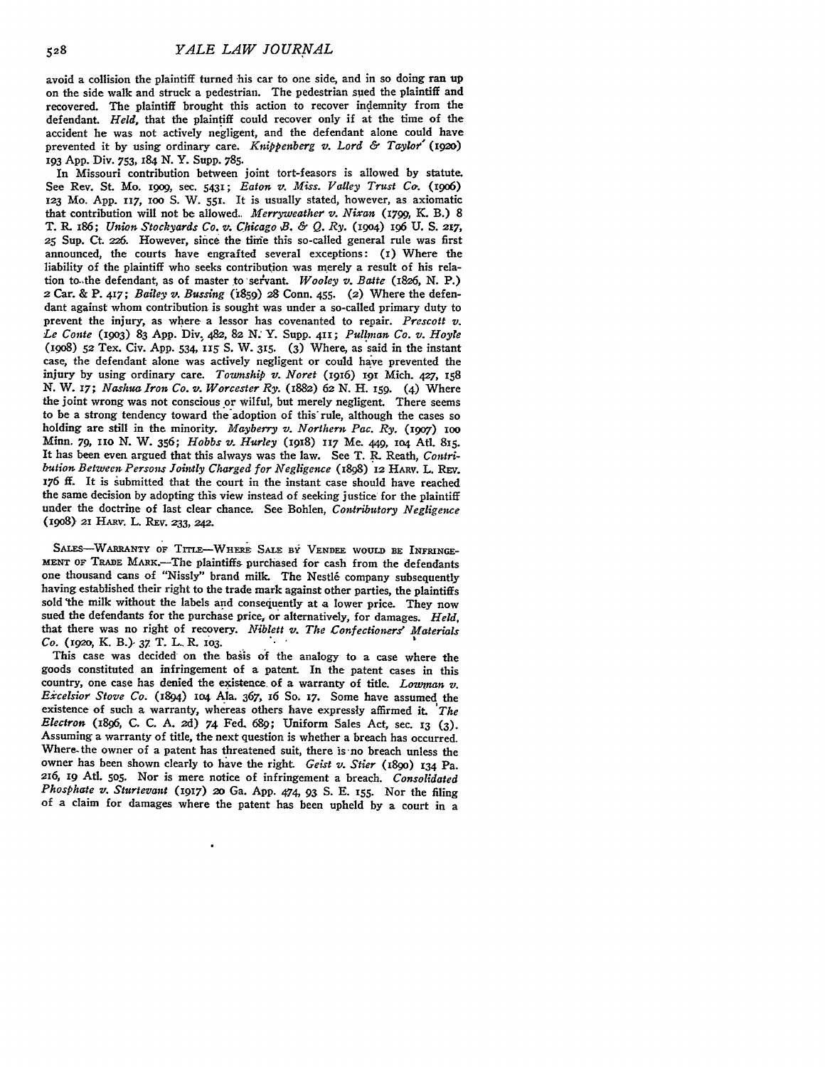avoid a collision the plaintiff turned his car to one side, and in so doing ran up on the side walk and struck a pedestrian. The pedestrian sued the plaintiff and recovered. The plaintiff brought this action to recover indemnity from the defendant. *Held*, that the plaintiff could recover only if at the time of the accident he was not actively negligent, and the defendant alone could have prevented it by using ordinary care. *Knippenberg v. Lord & Taylor* (1920) 193 App. Div. 753, 184 N. Y. Supp. 785.

In Missouri contribution between joint tort-feasors is allowed by statute. See Rev. St. Mo. 1909, sec. 5431; *Eaton v. Miss. Valley Trust Co.* (1906) 123 Mo. App. 117, 100 S. W. 551. It is usually stated, however, as axiomatic that contribution will not be allowed. *Merryweather v. Nixon* (1799, K. B.) 8 T. R. 186; *Union Stockyards Co. v. Chicago B. & Q. Ry.* (1904) 196 U. S. 217, 25 Sup. Ct. 226. However, since the time this so-called general rule was first announced, the courts have engrafted several exceptions: (1) Where the liability of the plaintiff who seeks contribution was merely a result of his relation to the defendant, as of master to servant. *Wooley v. Batte* (1826, N. P.) 2 Car. & P. 417; *Bailey v. Bussing* (1859) 28 Conn. 455. (2) Where the defendant against whom contribution is sought was under a so-called primary duty to prevent the injury, as where a lessor has covenanted to repair. *Prescott v. Le Conte* (1903) 83 App. Div. 482, 82 N. Y. Supp. 411; *Pullman Co. v. Hoyle* (1908) 52 Tex. Civ. App. 534, 115 S. W. 315. (3) Where, as said in the instant case, the defendant alone was actively negligent or could have prevented the injury by using ordinary care. *Township v. Noret* (1916) 191 Mich. 427, 158 N. W. 17; *Nashua Iron Co. v. Worcester Ry.* (1882) 62 N. H. 159. (4) Where the joint wrong was not conscious or wilful, but merely negligent. There seems to be a strong tendency toward the adoption of this rule, although the cases so holding are still in the minority. *Mayberry v. Northern Pac. Ry.* (1907) 100 Minn. 79, 110 N. W. 356; *Hobbs v. Hurley* (1918) 117 Me. 449, 104 Atl. 815. It has been even argued that this always was the law. See T. R. Reath, *Contribution Between Persons Jointly Charged for Negligence* (1898) 12 Harv. L. Rev. 176 ff. It is submitted that the court in the instant case should have reached the same decision by adopting this view instead of seeking justice for the plaintiff under the doctrine of last clear chance. See Bohlen, *Contributory Negligence* (1908) 21 Harv. L. Rev. 233, 242.

Sales—Warranty of Title—Where Sale by Vendee would be Infringement of Trade Mark.—The plaintiffs purchased for cash from the defendants one thousand cans of "Nissly" brand milk. The Nestlé company subsequently having established their right to the trade mark against other parties, the plaintiffs sold the milk without the labels and consequently at a lower price. They now sued the defendants for the purchase price, or alternatively, for damages. *Held*, that there was no right of recovery. *Niblett v. The Confectioners' Materials Co.* (1920, K. B.) 37 T. L. R. 103.

This case was decided on the basis of the analogy to a case where the goods constituted an infringement of a patent. In the patent cases in this country, one case has denied the existence of a warranty of title. *Lowman v. Excelsior Stove Co.* (1894) 104 Ala. 367, 16 So. 17. Some have assumed the existence of such a warranty, whereas others have expressly affirmed it. *The Electron* (1896, C. C. A. 2d) 74 Fed. 689; Uniform Sales Act, sec. 13 (3). Assuming a warranty of title, the next question is whether a breach has occurred. Where the owner of a patent has threatened suit, there is no breach unless the owner has been shown clearly to have the right. *Geist v. Stier* (1890) 134 Pa. 216, 19 Atl. 505. Nor is mere notice of infringement a breach. *Consolidated Phosphate v. Sturtevant* (1917) 20 Ga. App. 474, 93 S. E. 155. Nor the filing of a claim for damages where the patent has been upheld by a court in a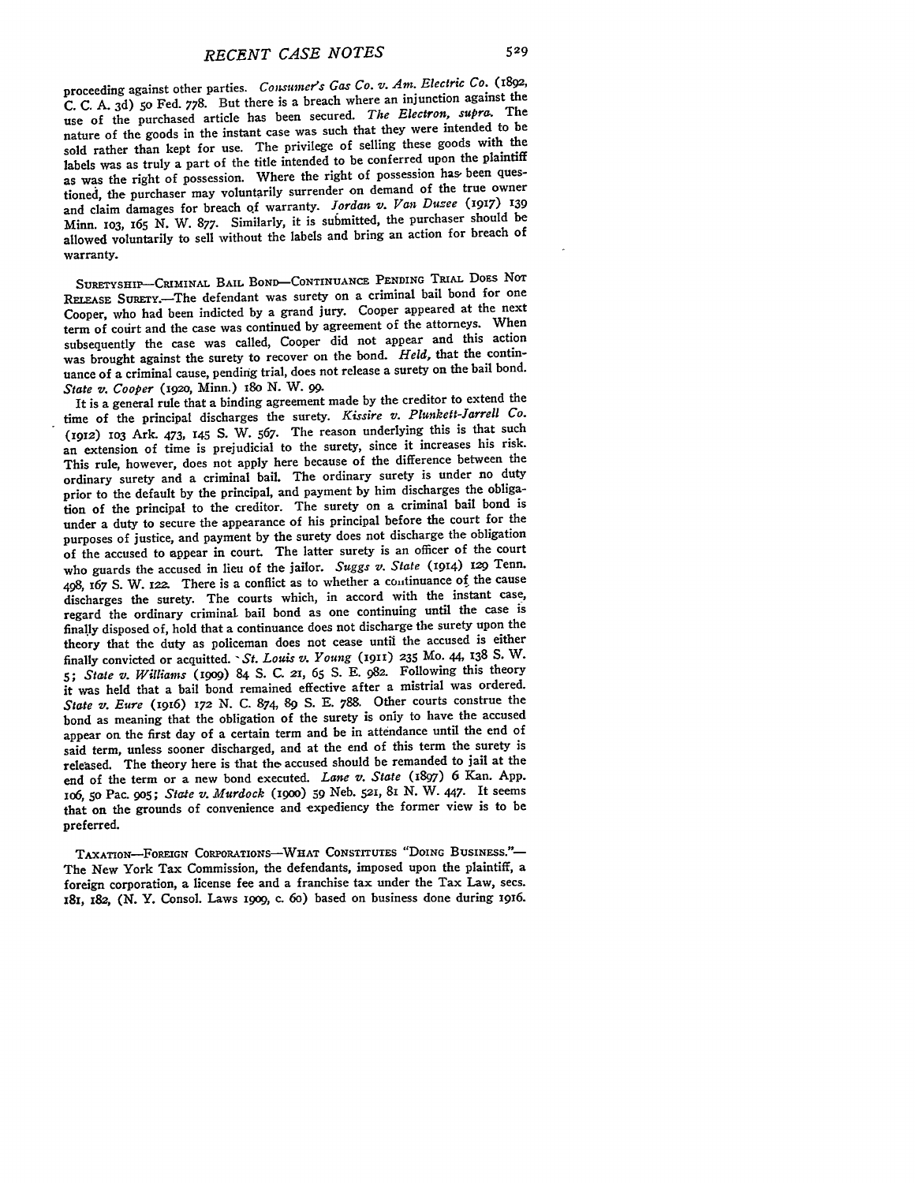proceeding against other parties. *Consumer's Gas Co. v. Am. Electric Co.* (1892, C. C. A. 3d) 50 Fed. 778. But there is a breach where an injunction against the use of the purchased article has been secured. *The Electron, supra.* The nature of the goods in the instant case was such that they were intended to be sold rather than kept for use. The privilege of selling these goods with the labels was as truly a part of the title intended to be conferred upon the plaintiff as was the right of possession. Where the right of possession has been questioned, the purchaser may voluntarily surrender on demand of the true owner and claim damages for breach of warranty. *Jordan v. Van Duzee* (1917) 139 Minn. 103, 165 N. W. 877. Similarly, it is submitted, the purchaser should be allowed voluntarily to sell without the labels and bring an action for breach of warranty.

SURETYSHIP—CRIMINAL BAIL BOND—CONTINUANCE PENDING TRIAL DOES NOT RELEASE SURETY.—The defendant was surety on a criminal bail bond for one Cooper, who had been indicted by a grand jury. Cooper appeared at the next term of court and the case was continued by agreement of the attorneys. When subsequently the case was called, Cooper did not appear and this action was brought against the surety to recover on the bond. *Held,* that the continuance of a criminal cause, pending trial, does not release a surety on the bail bond. *State v. Cooper* (1920, Minn.) 180 N. W. 99.

It is a general rule that a binding agreement made by the creditor to extend the time of the principal discharges the surety. *Kissire v. Plunkett-Jarrell Co.* (1912) 103 Ark. 473, 145 S. W. 567. The reason underlying this is that such an extension of time is prejudicial to the surety, since it increases his risk. This rule, however, does not apply here because of the difference between the ordinary surety and a criminal bail. The ordinary surety is under no duty prior to the default by the principal, and payment by him discharges the obligation of the principal to the creditor. The surety on a criminal bail bond is under a duty to secure the appearance of his principal before the court for the purposes of justice, and payment by the surety does not discharge the obligation of the accused to appear in court. The latter surety is an officer of the court who guards the accused in lieu of the jailor. *Suggs v. State* (1914) 129 Tenn. 498, 167 S. W. 122. There is a conflict as to whether a continuance of the cause discharges the surety. The courts which, in accord with the instant case, regard the ordinary criminal bail bond as one continuing until the case is finally disposed of, hold that a continuance does not discharge the surety upon the theory that the duty as policeman does not cease until the accused is either finally convicted or acquitted. *St. Louis v. Young* (1911) 235 Mo. 44, 138 S. W. 5; *State v. Williams* (1909) 84 S. C. 21, 65 S. E. 982. Following this theory it was held that a bail bond remained effective after a mistrial was ordered. *State v. Eure* (1916) 172 N. C. 874, 89 S. E. 788. Other courts construe the bond as meaning that the obligation of the surety is only to have the accused appear on the first day of a certain term and be in attendance until the end of said term, unless sooner discharged, and at the end of this term the surety is released. The theory here is that the accused should be remanded to jail at the end of the term or a new bond executed. *Lane v. State* (1897) 6 Kan. App. 106, 50 Pac. 905; *State v. Murdock* (1900) 59 Neb. 521, 81 N. W. 447. It seems that on the grounds of convenience and expediency the former view is to be preferred.

TAXATION—FOREIGN CORPORATIONS—WHAT CONSTITUTES "DOING BUSINESS."—The New York Tax Commission, the defendants, imposed upon the plaintiff, a foreign corporation, a license fee and a franchise tax under the Tax Law, secs. 181, 182, (N. Y. Consol. Laws 1909, c. 60) based on business done during 1916.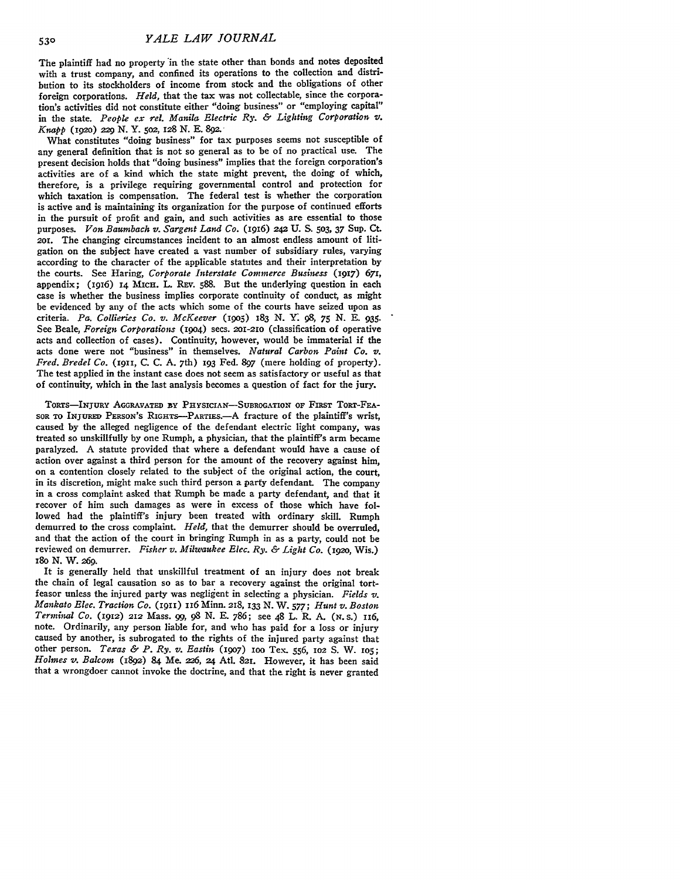The plaintiff had no property in the state other than bonds and notes deposited with a trust company, and confined its operations to the collection and distribution to its stockholders of income from stock and the obligations of other foreign corporations. *Held*, that the tax was not collectable, since the corporation's activities did not constitute either "doing business" or "employing capital" in the state. *People ex rel. Manila Electric Ry. & Lighting Corporation v. Knapp* (1920) 229 N. Y. 502, 128 N. E. 892.

What constitutes "doing business" for tax purposes seems not susceptible of any general definition that is not so general as to be of no practical use. The present decision holds that "doing business" implies that the foreign corporation's activities are of a kind which the state might prevent, the doing of which, therefore, is a privilege requiring governmental control and protection for which taxation is compensation. The federal test is whether the corporation is active and is maintaining its organization for the purpose of continued efforts in the pursuit of profit and gain, and such activities as are essential to those purposes. *Von Baumbach v. Sargent Land Co.* (1916) 242 U. S. 503, 37 Sup. Ct. 201. The changing circumstances incident to an almost endless amount of litigation on the subject have created a vast number of subsidiary rules, varying according to the character of the applicable statutes and their interpretation by the courts. See Haring, *Corporate Interstate Commerce Business* (1917) 671, appendix; (1916) 14 MICH. L. REV. 588. But the underlying question in each case is whether the business implies corporate continuity of conduct, as might be evidenced by any of the acts which some of the courts have seized upon as criteria. *Pa. Collieries Co. v. McKeever* (1905) 183 N. Y. 98, 75 N. E. 935. See Beale, *Foreign Corporations* (1904) secs. 201-210 (classification of operative acts and collection of cases). Continuity, however, would be immaterial if the acts done were not "business" in themselves. *Natural Carbon Paint Co. v. Fred. Bredel Co.* (1911, C. C. A. 7th) 193 Fed. 897 (mere holding of property). The test applied in the instant case does not seem as satisfactory or useful as that of continuity, which in the last analysis becomes a question of fact for the jury.

TORTS—INJURY AGGRAVATED BY PHYSICIAN—SUBROGATION OF FIRST TORT-FEASOR TO INJURED PERSON'S RIGHTS—PARTIES.—A fracture of the plaintiff's wrist, caused by the alleged negligence of the defendant electric light company, was treated so unskillfully by one Rumph, a physician, that the plaintiff's arm became paralyzed. A statute provided that where a defendant would have a cause of action over against a third person for the amount of the recovery against him, on a contention closely related to the subject of the original action, the court, in its discretion, might make such third person a party defendant. The company in a cross complaint asked that Rumph be made a party defendant, and that it recover of him such damages as were in excess of those which have followed had the plaintiff's injury been treated with ordinary skill. Rumph demurred to the cross complaint. *Held*, that the demurrer should be overruled, and that the action of the court in bringing Rumph in as a party, could not be reviewed on demurrer. *Fisher v. Milwaukee Elec. Ry. & Light Co.* (1920, Wis.) 180 N. W. 269.

It is generally held that unskillful treatment of an injury does not break the chain of legal causation so as to bar a recovery against the original tort-feasor unless the injured party was negligent in selecting a physician. *Fields v. Mankato Elec. Traction Co.* (1911) 116 Minn. 218, 133 N. W. 577; *Hunt v. Boston Terminal Co.* (1912) 212 Mass. 99, 98 N. E. 786; see 48 L. R. A. (N. S.) 116, note. Ordinarily, any person liable for, and who has paid for a loss or injury caused by another, is subrogated to the rights of the injured party against that other person. *Texas & P. Ry. v. Eastin* (1907) 100 Tex. 556, 102 S. W. 105; *Holmes v. Balcom* (1892) 84 Me. 226, 24 Atl. 821. However, it has been said that a wrongdoer cannot invoke the doctrine, and that the right is never granted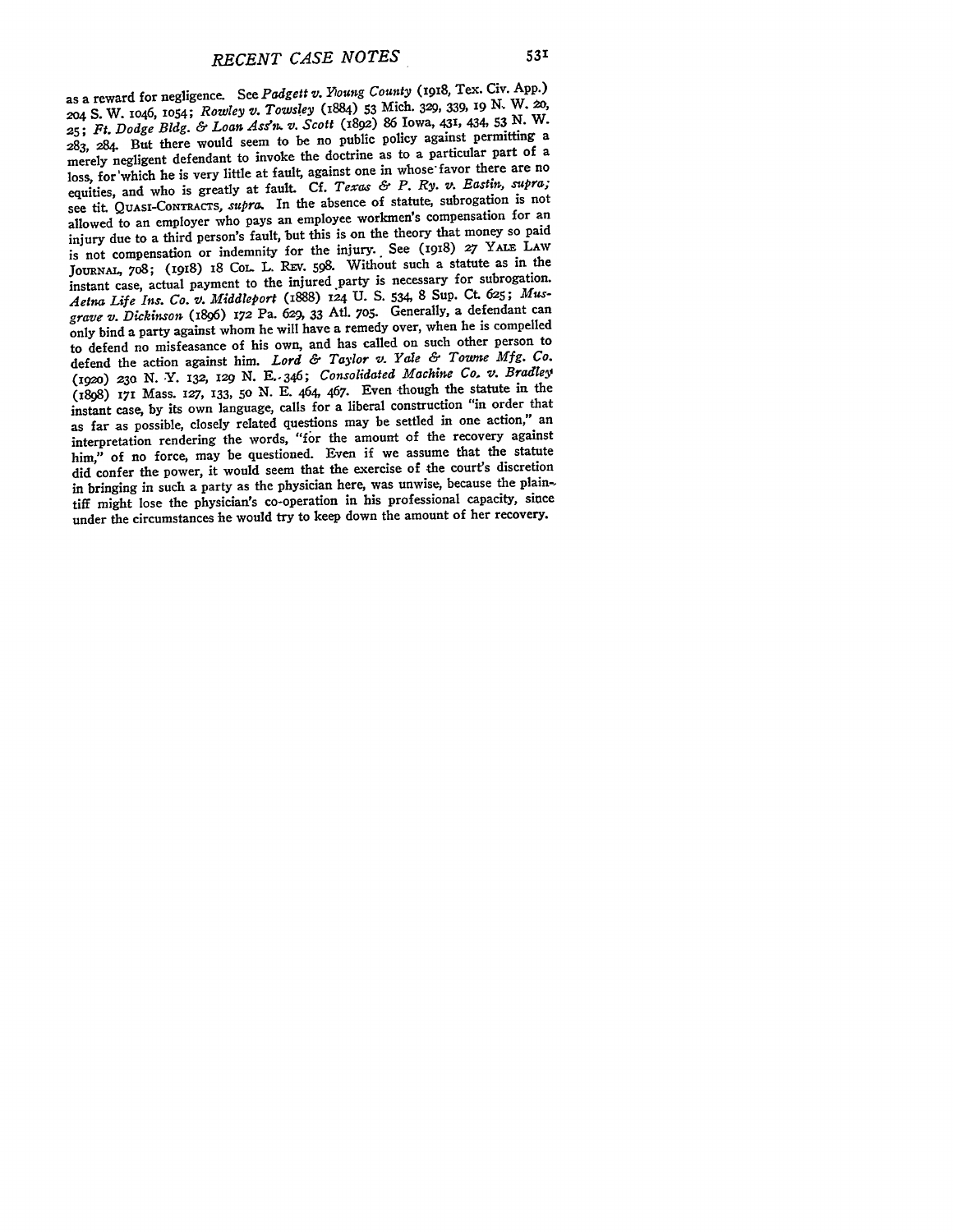as a reward for negligence. See *Padgett v. Young County* (1918, Tex. Civ. App.) 204 S. W. 1046, 1054; *Rowley v. Towsley* (1884) 53 Mich. 329, 339, 19 N. W. 20, 25; *Ft. Dodge Bldg. & Loan Ass'n. v. Scott* (1892) 86 Iowa, 431, 434, 53 N. W. 283, 284. But there would seem to be no public policy against permitting a merely negligent defendant to invoke the doctrine as to a particular part of a loss, for which he is very little at fault, against one in whose favor there are no equities, and who is greatly at fault. Cf. *Texas & P. Ry. v. Eastin, supra;* see tit. QUASI-CONTRACTS, *supra.* In the absence of statute, subrogation is not allowed to an employer who pays an employee workmen's compensation for an injury due to a third person's fault, but this is on the theory that money so paid is not compensation or indemnity for the injury. See (1918) 27 YALE LAW JOURNAL, 708; (1918) 18 COL. L. REV. 598. Without such a statute as in the instant case, actual payment to the injured party is necessary for subrogation. *Aetna Life Ins. Co. v. Middleport* (1888) 124 U. S. 534, 8 Sup. Ct. 625; *Musgrave v. Dickinson* (1896) 172 Pa. 629, 33 Atl. 705. Generally, a defendant can only bind a party against whom he will have a remedy over, when he is compelled to defend no misfeasance of his own, and has called on such other person to defend the action against him. *Lord & Taylor v. Yale & Towne Mfg. Co.* (1920) 230 N. Y. 132, 129 N. E. 346; *Consolidated Machine Co. v. Bradley* (1898) 171 Mass. 127, 133, 50 N. E. 464, 467. Even though the statute in the instant case, by its own language, calls for a liberal construction "in order that as far as possible, closely related questions may be settled in one action," an interpretation rendering the words, "for the amount of the recovery against him," of no force, may be questioned. Even if we assume that the statute did confer the power, it would seem that the exercise of the court's discretion in bringing in such a party as the physician here, was unwise, because the plaintiff might lose the physician's co-operation in his professional capacity, since under the circumstances he would try to keep down the amount of her recovery.